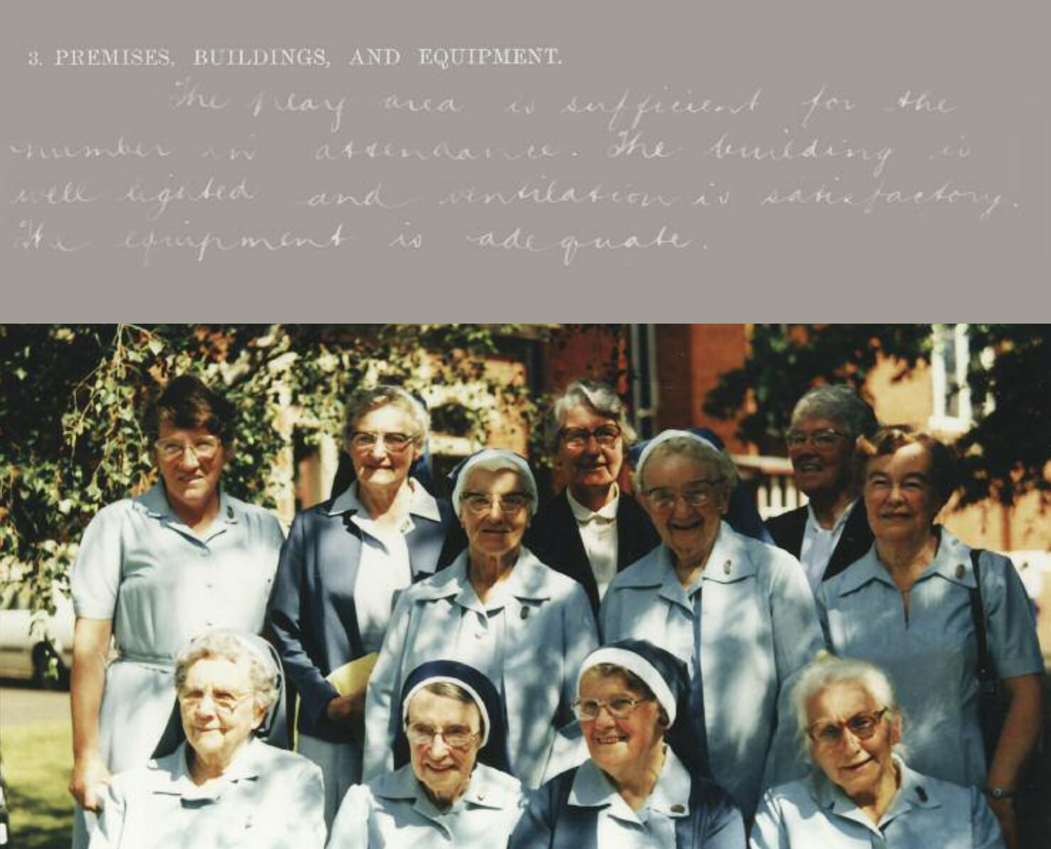3. PREMISES, BUILDINGS, AND EQUIPMENT.

The play area is sufficient for the number in attendance. The building is well lighted and ventilation is satisfactory. The equipment is adequate.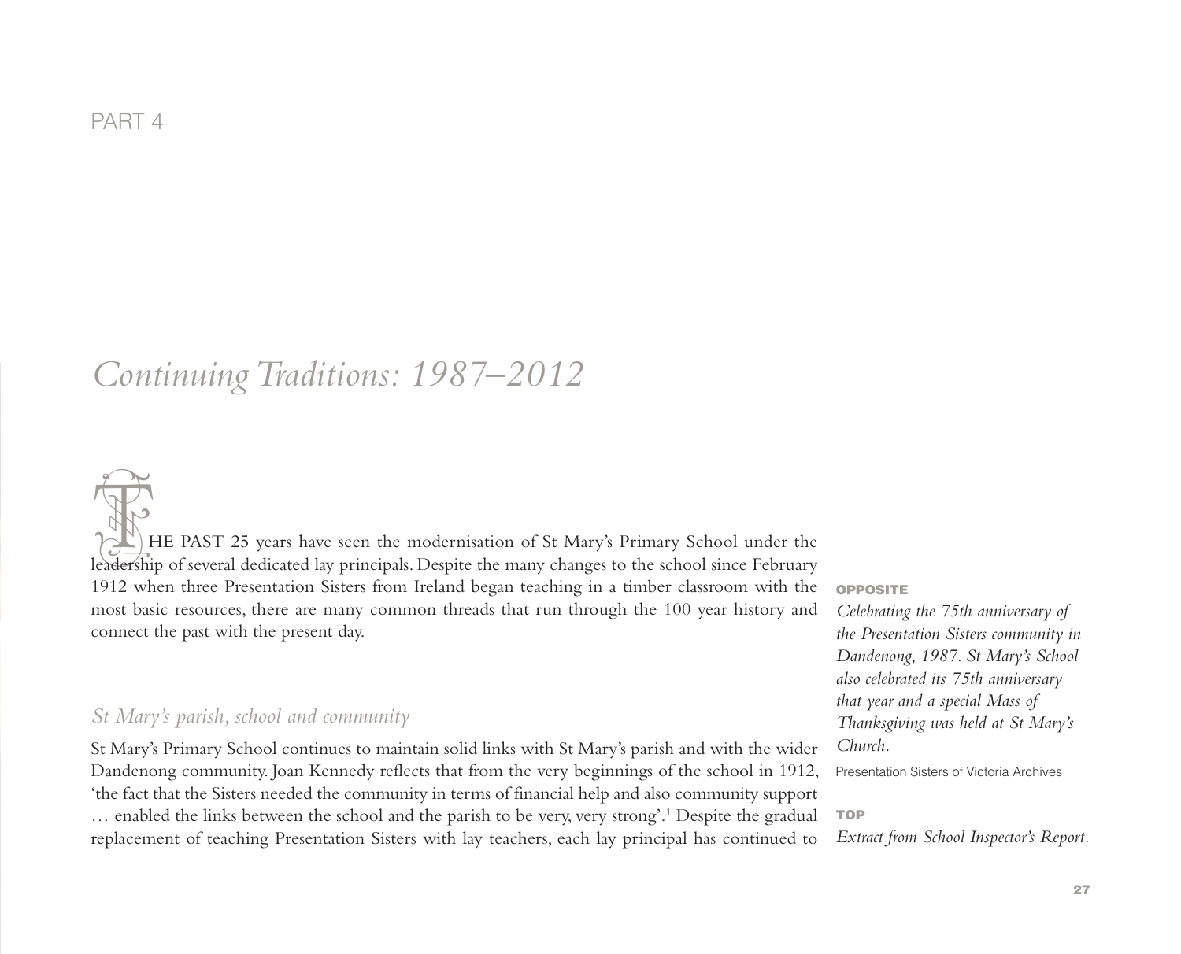PART 4

# *Continuing Traditions: 1987–2012*

THE PAST 25 years have seen the modernisation of St Mary's Primary School under the leadership of several dedicated lay principals. Despite the many changes to the school since February 1912 when three Presentation Sisters from Ireland began teaching in a timber classroom with the most basic resources, there are many common threads that run through the 100 year history and connect the past with the present day.

## *St Mary's parish, school and community*

St Mary's Primary School continues to maintain solid links with St Mary's parish and with the wider Dandenong community. Joan Kennedy reflects that from the very beginnings of the school in 1912, 'the fact that the Sisters needed the community in terms of financial help and also community support … enabled the links between the school and the parish to be very, very strong'.[1] Despite the gradual replacement of teaching Presentation Sisters with lay teachers, each lay principal has continued to

**OPPOSITE**

*Celebrating the 75th anniversary of the Presentation Sisters community in Dandenong, 1987. St Mary's School also celebrated its 75th anniversary that year and a special Mass of Thanksgiving was held at St Mary's Church.*

Presentation Sisters of Victoria Archives

**TOP**

*Extract from School Inspector's Report.*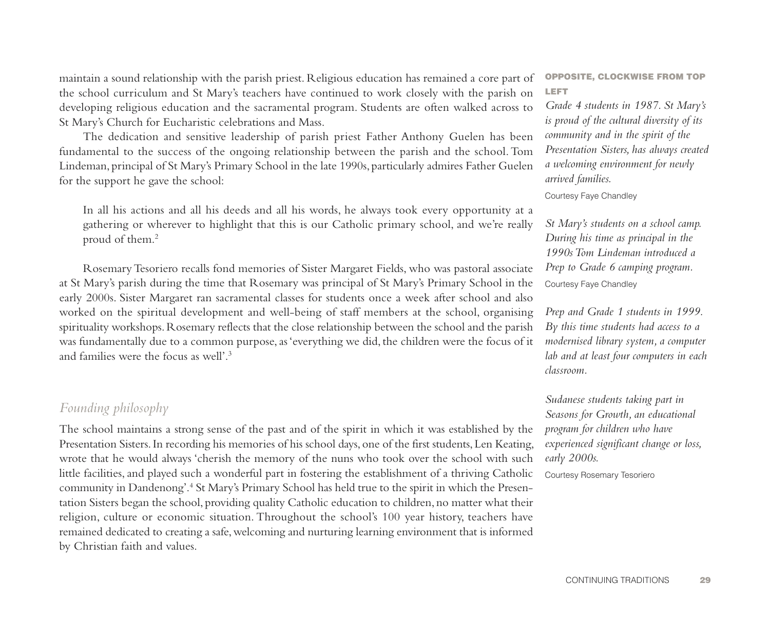maintain a sound relationship with the parish priest. Religious education has remained a core part of the school curriculum and St Mary's teachers have continued to work closely with the parish on developing religious education and the sacramental program. Students are often walked across to St Mary's Church for Eucharistic celebrations and Mass.

The dedication and sensitive leadership of parish priest Father Anthony Guelen has been fundamental to the success of the ongoing relationship between the parish and the school. Tom Lindeman, principal of St Mary's Primary School in the late 1990s, particularly admires Father Guelen for the support he gave the school:

> In all his actions and all his deeds and all his words, he always took every opportunity at a gathering or wherever to highlight that this is our Catholic primary school, and we're really proud of them.[2]

Rosemary Tesoriero recalls fond memories of Sister Margaret Fields, who was pastoral associate at St Mary's parish during the time that Rosemary was principal of St Mary's Primary School in the early 2000s. Sister Margaret ran sacramental classes for students once a week after school and also worked on the spiritual development and well-being of staff members at the school, organising spirituality workshops. Rosemary reflects that the close relationship between the school and the parish was fundamentally due to a common purpose, as 'everything we did, the children were the focus of it and families were the focus as well'.[3]

## *Founding philosophy*

The school maintains a strong sense of the past and of the spirit in which it was established by the Presentation Sisters. In recording his memories of his school days, one of the first students, Len Keating, wrote that he would always 'cherish the memory of the nuns who took over the school with such little facilities, and played such a wonderful part in fostering the establishment of a thriving Catholic community in Dandenong'.[4] St Mary's Primary School has held true to the spirit in which the Presentation Sisters began the school, providing quality Catholic education to children, no matter what their religion, culture or economic situation. Throughout the school's 100 year history, teachers have remained dedicated to creating a safe, welcoming and nurturing learning environment that is informed by Christian faith and values.

**OPPOSITE, CLOCKWISE FROM TOP LEFT**

*Grade 4 students in 1987. St Mary's is proud of the cultural diversity of its community and in the spirit of the Presentation Sisters, has always created a welcoming environment for newly arrived families.*

Courtesy Faye Chandley

*St Mary's students on a school camp. During his time as principal in the 1990s Tom Lindeman introduced a Prep to Grade 6 camping program.*

Courtesy Faye Chandley

*Prep and Grade 1 students in 1999. By this time students had access to a modernised library system, a computer lab and at least four computers in each classroom.*

*Sudanese students taking part in Seasons for Growth, an educational program for children who have experienced significant change or loss, early 2000s.*

Courtesy Rosemary Tesoriero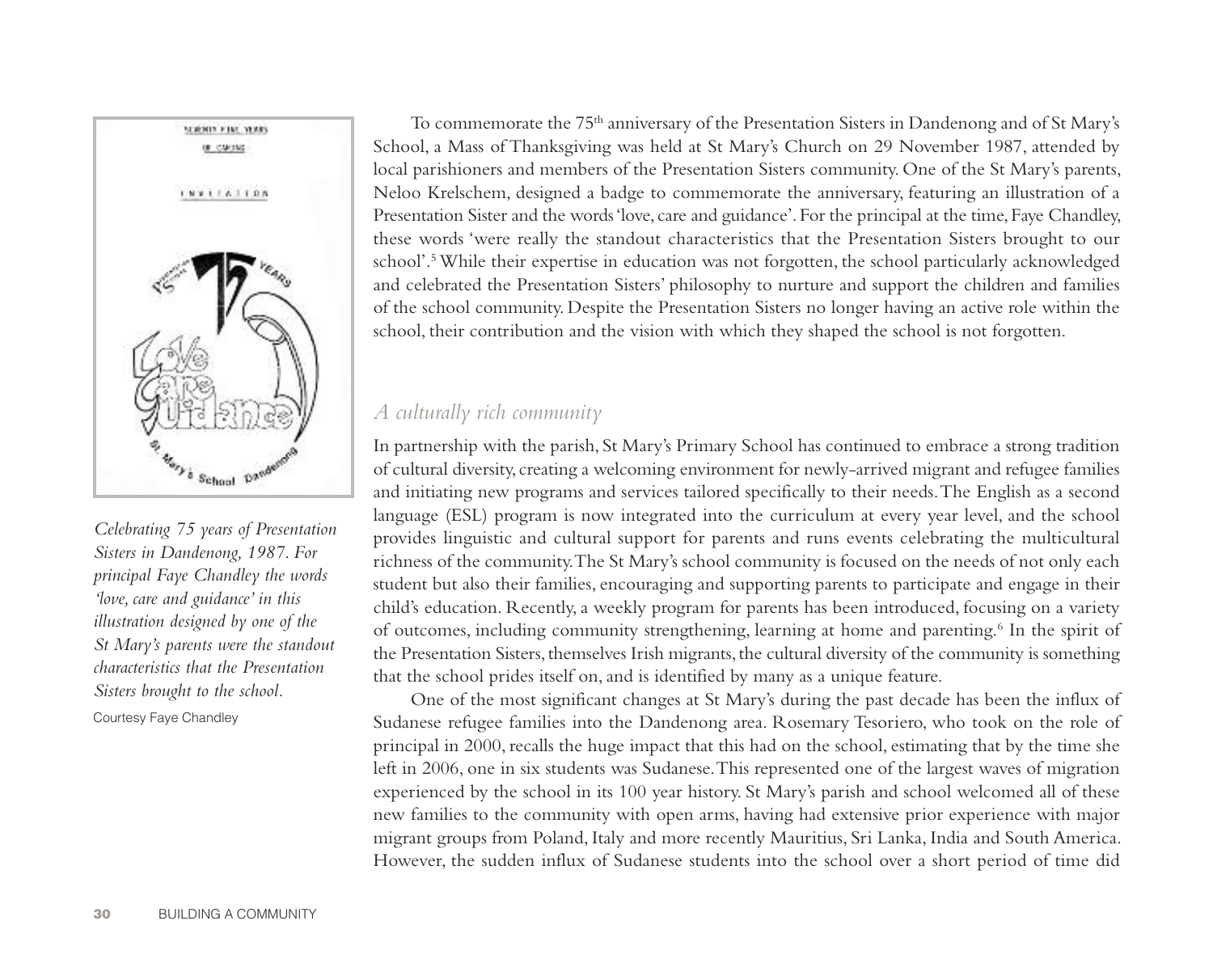To commemorate the 75th anniversary of the Presentation Sisters in Dandenong and of St Mary's School, a Mass of Thanksgiving was held at St Mary's Church on 29 November 1987, attended by local parishioners and members of the Presentation Sisters community. One of the St Mary's parents, Neloo Krelschem, designed a badge to commemorate the anniversary, featuring an illustration of a Presentation Sister and the words 'love, care and guidance'. For the principal at the time, Faye Chandley, these words 'were really the standout characteristics that the Presentation Sisters brought to our school'.[5] While their expertise in education was not forgotten, the school particularly acknowledged and celebrated the Presentation Sisters' philosophy to nurture and support the children and families of the school community. Despite the Presentation Sisters no longer having an active role within the school, their contribution and the vision with which they shaped the school is not forgotten.

*Celebrating 75 years of Presentation Sisters in Dandenong, 1987. For principal Faye Chandley the words 'love, care and guidance' in this illustration designed by one of the St Mary's parents were the standout characteristics that the Presentation Sisters brought to the school.*

Courtesy Faye Chandley

## *A culturally rich community*

In partnership with the parish, St Mary's Primary School has continued to embrace a strong tradition of cultural diversity, creating a welcoming environment for newly-arrived migrant and refugee families and initiating new programs and services tailored specifically to their needs. The English as a second language (ESL) program is now integrated into the curriculum at every year level, and the school provides linguistic and cultural support for parents and runs events celebrating the multicultural richness of the community. The St Mary's school community is focused on the needs of not only each student but also their families, encouraging and supporting parents to participate and engage in their child's education. Recently, a weekly program for parents has been introduced, focusing on a variety of outcomes, including community strengthening, learning at home and parenting.[6] In the spirit of the Presentation Sisters, themselves Irish migrants, the cultural diversity of the community is something that the school prides itself on, and is identified by many as a unique feature.

One of the most significant changes at St Mary's during the past decade has been the influx of Sudanese refugee families into the Dandenong area. Rosemary Tesoriero, who took on the role of principal in 2000, recalls the huge impact that this had on the school, estimating that by the time she left in 2006, one in six students was Sudanese. This represented one of the largest waves of migration experienced by the school in its 100 year history. St Mary's parish and school welcomed all of these new families to the community with open arms, having had extensive prior experience with major migrant groups from Poland, Italy and more recently Mauritius, Sri Lanka, India and South America. However, the sudden influx of Sudanese students into the school over a short period of time did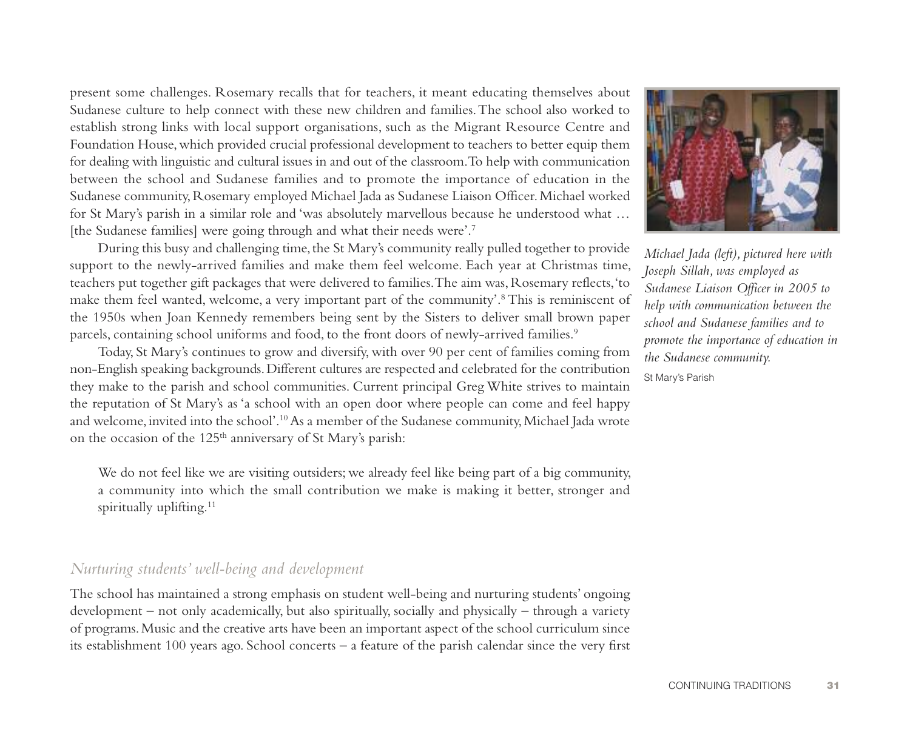present some challenges. Rosemary recalls that for teachers, it meant educating themselves about Sudanese culture to help connect with these new children and families. The school also worked to establish strong links with local support organisations, such as the Migrant Resource Centre and Foundation House, which provided crucial professional development to teachers to better equip them for dealing with linguistic and cultural issues in and out of the classroom. To help with communication between the school and Sudanese families and to promote the importance of education in the Sudanese community, Rosemary employed Michael Jada as Sudanese Liaison Officer. Michael worked for St Mary's parish in a similar role and 'was absolutely marvellous because he understood what … [the Sudanese families] were going through and what their needs were'.[7]

During this busy and challenging time, the St Mary's community really pulled together to provide support to the newly-arrived families and make them feel welcome. Each year at Christmas time, teachers put together gift packages that were delivered to families. The aim was, Rosemary reflects, 'to make them feel wanted, welcome, a very important part of the community'.[8] This is reminiscent of the 1950s when Joan Kennedy remembers being sent by the Sisters to deliver small brown paper parcels, containing school uniforms and food, to the front doors of newly-arrived families.[9]

Today, St Mary's continues to grow and diversify, with over 90 per cent of families coming from non-English speaking backgrounds. Different cultures are respected and celebrated for the contribution they make to the parish and school communities. Current principal Greg White strives to maintain the reputation of St Mary's as 'a school with an open door where people can come and feel happy and welcome, invited into the school'.[10] As a member of the Sudanese community, Michael Jada wrote on the occasion of the 125th anniversary of St Mary's parish:

> We do not feel like we are visiting outsiders; we already feel like being part of a big community, a community into which the small contribution we make is making it better, stronger and spiritually uplifting.[11]

*Michael Jada (left), pictured here with Joseph Sillah, was employed as Sudanese Liaison Officer in 2005 to help with communication between the school and Sudanese families and to promote the importance of education in the Sudanese community.*

St Mary's Parish

## *Nurturing students' well-being and development*

The school has maintained a strong emphasis on student well-being and nurturing students' ongoing development – not only academically, but also spiritually, socially and physically – through a variety of programs. Music and the creative arts have been an important aspect of the school curriculum since its establishment 100 years ago. School concerts – a feature of the parish calendar since the very first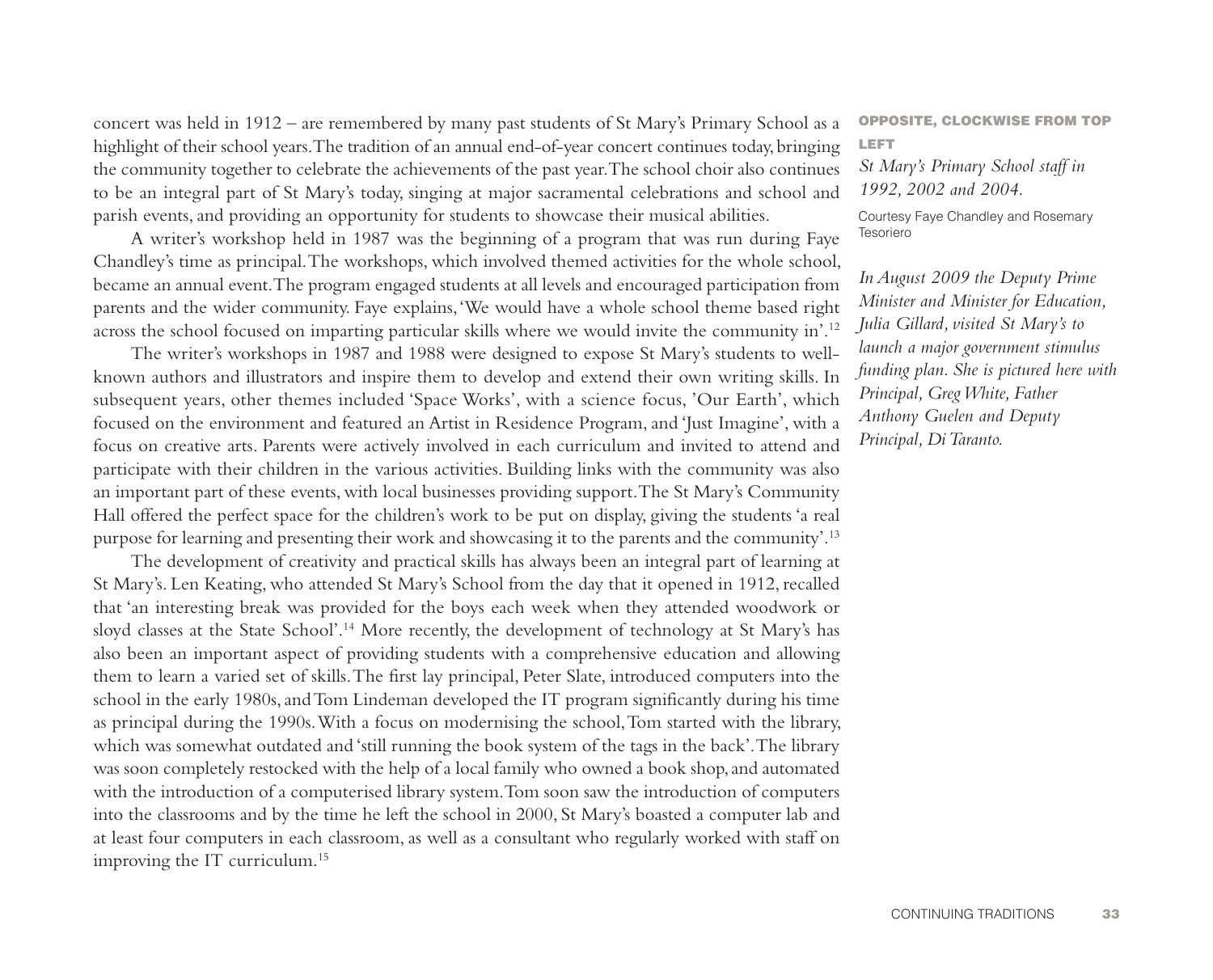concert was held in 1912 – are remembered by many past students of St Mary's Primary School as a highlight of their school years. The tradition of an annual end-of-year concert continues today, bringing the community together to celebrate the achievements of the past year. The school choir also continues to be an integral part of St Mary's today, singing at major sacramental celebrations and school and parish events, and providing an opportunity for students to showcase their musical abilities.

A writer's workshop held in 1987 was the beginning of a program that was run during Faye Chandley's time as principal. The workshops, which involved themed activities for the whole school, became an annual event. The program engaged students at all levels and encouraged participation from parents and the wider community. Faye explains, 'We would have a whole school theme based right across the school focused on imparting particular skills where we would invite the community in'.[12]

The writer's workshops in 1987 and 1988 were designed to expose St Mary's students to well-known authors and illustrators and inspire them to develop and extend their own writing skills. In subsequent years, other themes included 'Space Works', with a science focus, 'Our Earth', which focused on the environment and featured an Artist in Residence Program, and 'Just Imagine', with a focus on creative arts. Parents were actively involved in each curriculum and invited to attend and participate with their children in the various activities. Building links with the community was also an important part of these events, with local businesses providing support. The St Mary's Community Hall offered the perfect space for the children's work to be put on display, giving the students 'a real purpose for learning and presenting their work and showcasing it to the parents and the community'.[13]

The development of creativity and practical skills has always been an integral part of learning at St Mary's. Len Keating, who attended St Mary's School from the day that it opened in 1912, recalled that 'an interesting break was provided for the boys each week when they attended woodwork or sloyd classes at the State School'.[14] More recently, the development of technology at St Mary's has also been an important aspect of providing students with a comprehensive education and allowing them to learn a varied set of skills. The first lay principal, Peter Slate, introduced computers into the school in the early 1980s, and Tom Lindeman developed the IT program significantly during his time as principal during the 1990s. With a focus on modernising the school, Tom started with the library, which was somewhat outdated and 'still running the book system of the tags in the back'. The library was soon completely restocked with the help of a local family who owned a book shop, and automated with the introduction of a computerised library system. Tom soon saw the introduction of computers into the classrooms and by the time he left the school in 2000, St Mary's boasted a computer lab and at least four computers in each classroom, as well as a consultant who regularly worked with staff on improving the IT curriculum.[15]

**OPPOSITE, CLOCKWISE FROM TOP LEFT**

*St Mary's Primary School staff in 1992, 2002 and 2004.*

Courtesy Faye Chandley and Rosemary Tesoriero

*In August 2009 the Deputy Prime Minister and Minister for Education, Julia Gillard, visited St Mary's to launch a major government stimulus funding plan. She is pictured here with Principal, Greg White, Father Anthony Guelen and Deputy Principal, Di Taranto.*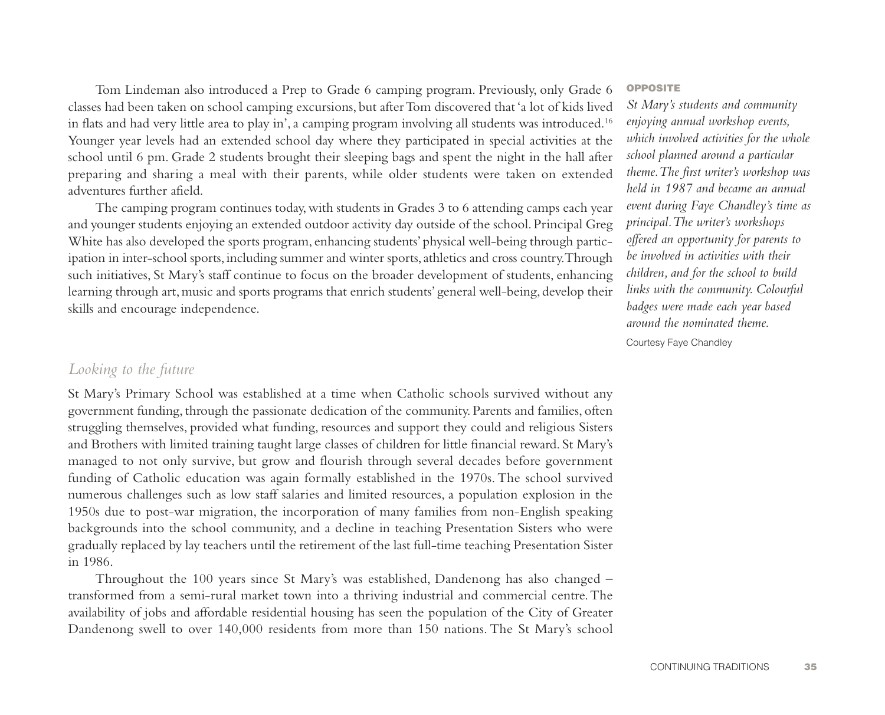Tom Lindeman also introduced a Prep to Grade 6 camping program. Previously, only Grade 6 classes had been taken on school camping excursions, but after Tom discovered that 'a lot of kids lived in flats and had very little area to play in', a camping program involving all students was introduced.[16] Younger year levels had an extended school day where they participated in special activities at the school until 6 pm. Grade 2 students brought their sleeping bags and spent the night in the hall after preparing and sharing a meal with their parents, while older students were taken on extended adventures further afield.

The camping program continues today, with students in Grades 3 to 6 attending camps each year and younger students enjoying an extended outdoor activity day outside of the school. Principal Greg White has also developed the sports program, enhancing students' physical well-being through participation in inter-school sports, including summer and winter sports, athletics and cross country. Through such initiatives, St Mary's staff continue to focus on the broader development of students, enhancing learning through art, music and sports programs that enrich students' general well-being, develop their skills and encourage independence.

**OPPOSITE**

*St Mary's students and community enjoying annual workshop events, which involved activities for the whole school planned around a particular theme. The first writer's workshop was held in 1987 and became an annual event during Faye Chandley's time as principal. The writer's workshops offered an opportunity for parents to be involved in activities with their children, and for the school to build links with the community. Colourful badges were made each year based around the nominated theme.*

Courtesy Faye Chandley

## *Looking to the future*

St Mary's Primary School was established at a time when Catholic schools survived without any government funding, through the passionate dedication of the community. Parents and families, often struggling themselves, provided what funding, resources and support they could and religious Sisters and Brothers with limited training taught large classes of children for little financial reward. St Mary's managed to not only survive, but grow and flourish through several decades before government funding of Catholic education was again formally established in the 1970s. The school survived numerous challenges such as low staff salaries and limited resources, a population explosion in the 1950s due to post-war migration, the incorporation of many families from non-English speaking backgrounds into the school community, and a decline in teaching Presentation Sisters who were gradually replaced by lay teachers until the retirement of the last full-time teaching Presentation Sister in 1986.

Throughout the 100 years since St Mary's was established, Dandenong has also changed – transformed from a semi-rural market town into a thriving industrial and commercial centre. The availability of jobs and affordable residential housing has seen the population of the City of Greater Dandenong swell to over 140,000 residents from more than 150 nations. The St Mary's school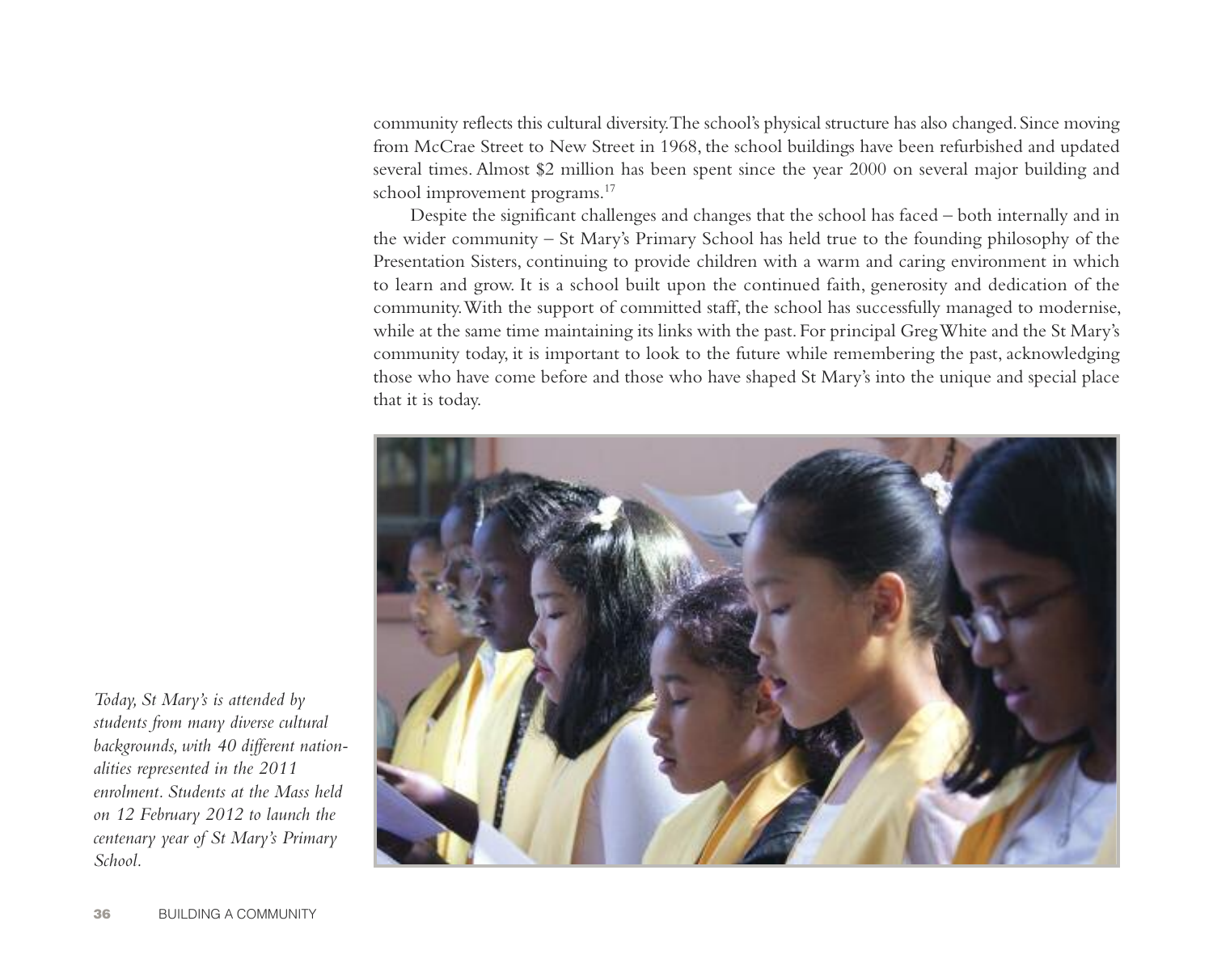community reflects this cultural diversity. The school's physical structure has also changed. Since moving from McCrae Street to New Street in 1968, the school buildings have been refurbished and updated several times. Almost $2 million has been spent since the year 2000 on several major building and school improvement programs.[17]

Despite the significant challenges and changes that the school has faced – both internally and in the wider community – St Mary's Primary School has held true to the founding philosophy of the Presentation Sisters, continuing to provide children with a warm and caring environment in which to learn and grow. It is a school built upon the continued faith, generosity and dedication of the community. With the support of committed staff, the school has successfully managed to modernise, while at the same time maintaining its links with the past. For principal Greg White and the St Mary's community today, it is important to look to the future while remembering the past, acknowledging those who have come before and those who have shaped St Mary's into the unique and special place that it is today.

*Today, St Mary's is attended by students from many diverse cultural backgrounds, with 40 different nationalities represented in the 2011 enrolment. Students at the Mass held on 12 February 2012 to launch the centenary year of St Mary's Primary School.*